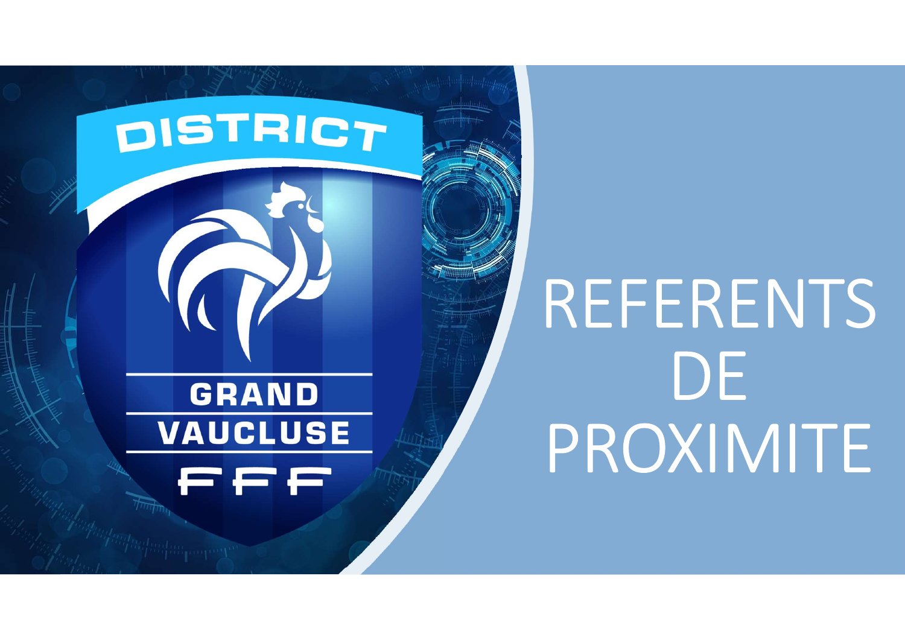# REFERENTS DE PROXIMITE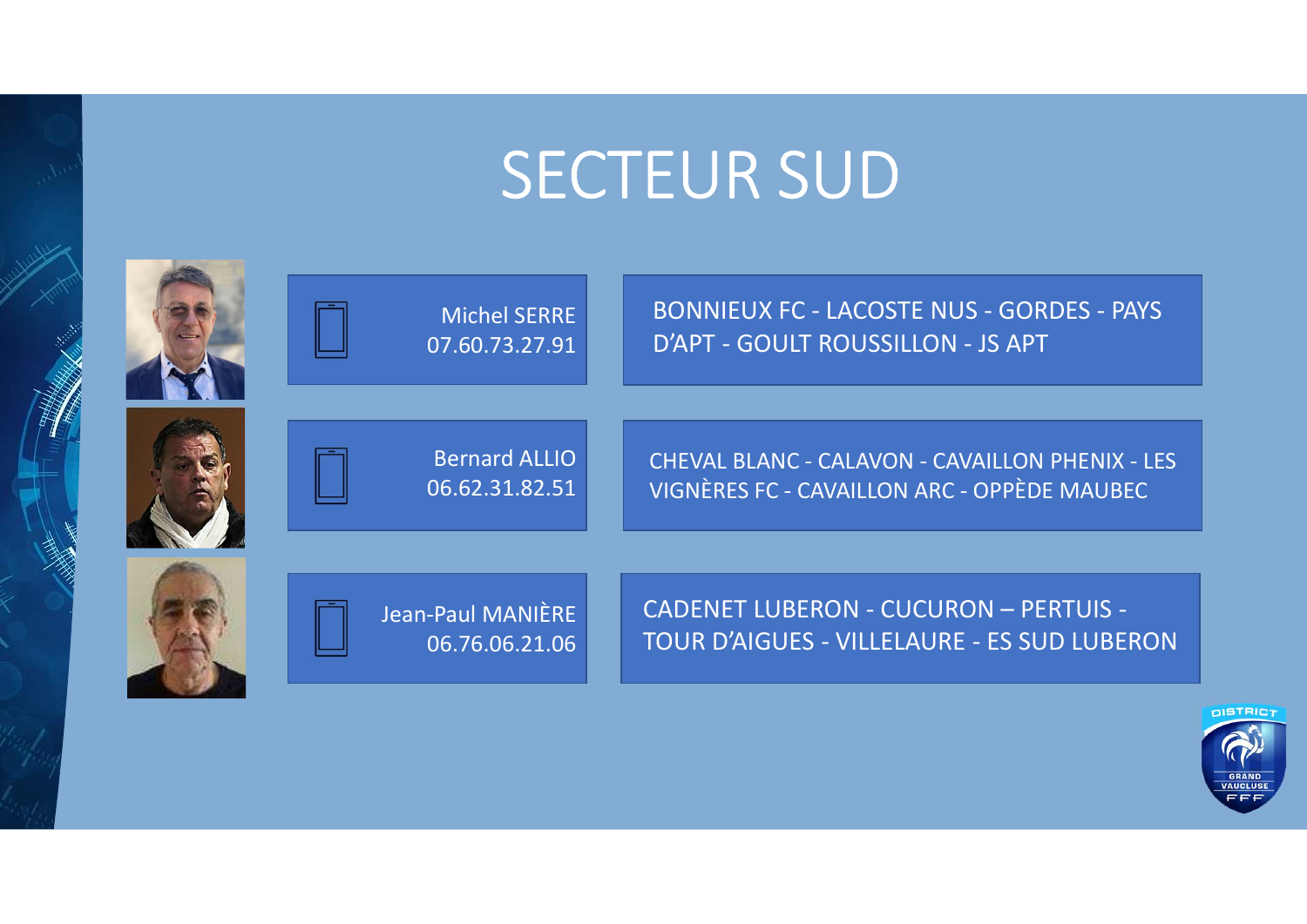# SECTEUR SUD

| Contact | Clubs |
| --- | --- |
| Michel SERRE 07.60.73.27.91 | BONNIEUX FC - LACOSTE NUS - GORDES - PAYS D'APT - GOULT ROUSSILLON - JS APT |
| Bernard ALLIO 06.62.31.82.51 | CHEVAL BLANC - CALAVON - CAVAILLON PHENIX - LES VIGNÈRES FC - CAVAILLON ARC - OPPÈDE MAUBEC |
| Jean-Paul MANIÈRE 06.76.06.21.06 | CADENET LUBERON - CUCURON – PERTUIS - TOUR D'AIGUES - VILLELAURE - ES SUD LUBERON |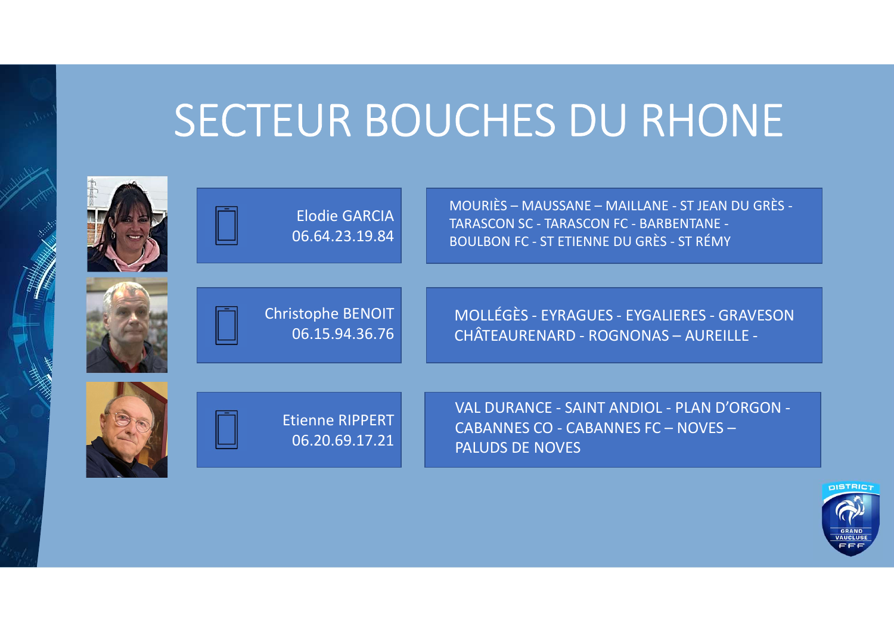# SECTEUR BOUCHES DU RHONE

| Contact | Clubs |
|---|---|
| Elodie GARCIA<br>06.64.23.19.84 | MOURIÈS – MAUSSANE – MAILLANE - ST JEAN DU GRÈS - TARASCON SC - TARASCON FC - BARBENTANE - BOULBON FC - ST ETIENNE DU GRÈS - ST RÉMY |
| Christophe BENOIT<br>06.15.94.36.76 | MOLLÉGÈS - EYRAGUES - EYGALIERES - GRAVESON CHÂTEAURENARD - ROGNONAS – AUREILLE - |
| Etienne RIPPERT<br>06.20.69.17.21 | VAL DURANCE - SAINT ANDIOL - PLAN D'ORGON - CABANNES CO - CABANNES FC – NOVES – PALUDS DE NOVES |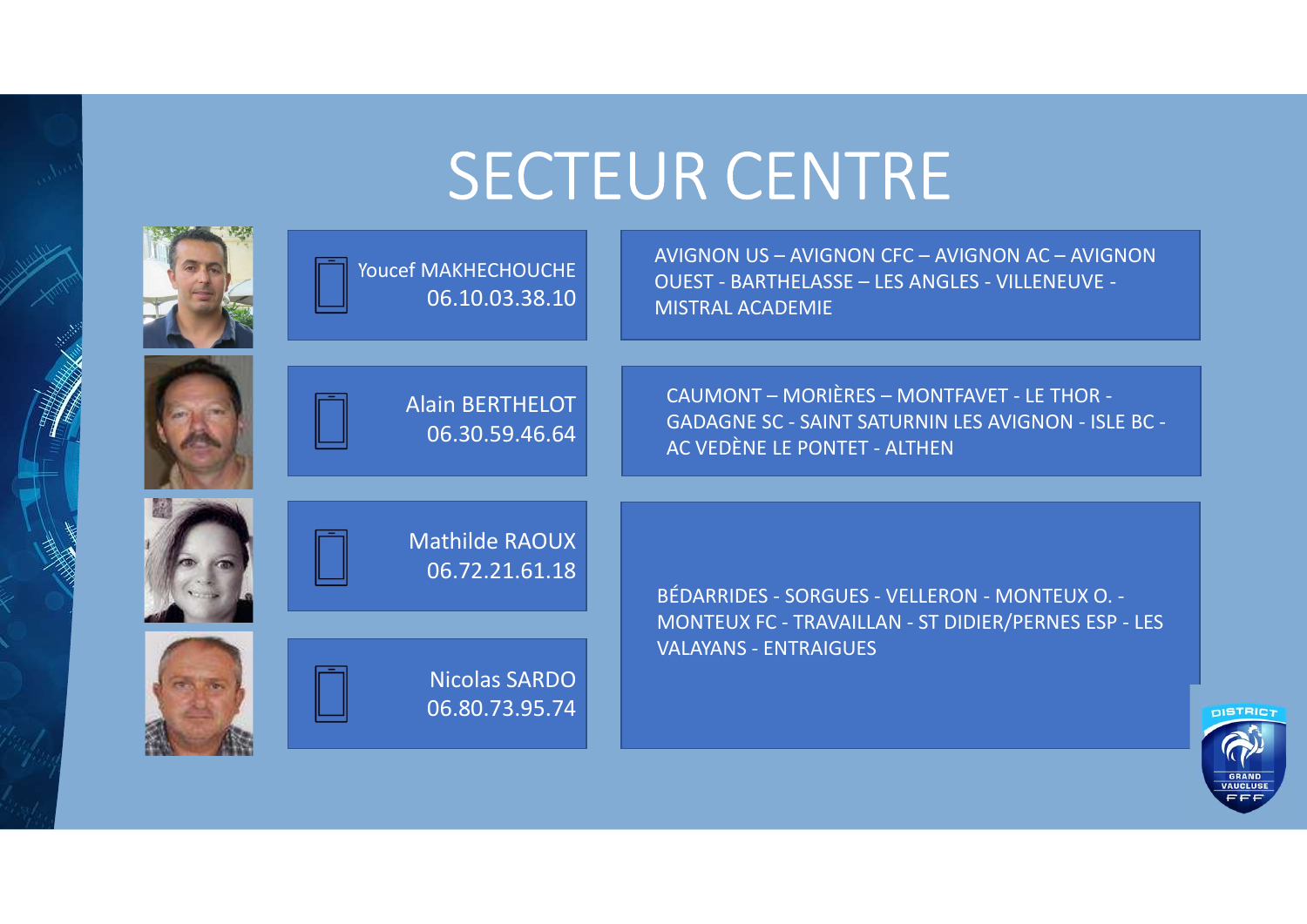# SECTEUR CENTRE

| Contact | Téléphone | Clubs |
|---|---|---|
| Youcef MAKHECHOUCHE | 06.10.03.38.10 | AVIGNON US – AVIGNON CFC – AVIGNON AC – AVIGNON OUEST - BARTHELASSE – LES ANGLES - VILLENEUVE - MISTRAL ACADEMIE |
| Alain BERTHELOT | 06.30.59.46.64 | CAUMONT – MORIÈRES – MONTFAVET - LE THOR - GADAGNE SC - SAINT SATURNIN LES AVIGNON - ISLE BC - AC VEDÈNE LE PONTET - ALTHEN |
| Mathilde RAOUX | 06.72.21.61.18 | BÉDARRIDES - SORGUES - VELLERON - MONTEUX O. - MONTEUX FC - TRAVAILLAN - ST DIDIER/PERNES ESP - LES VALAYANS - ENTRAIGUES |
| Nicolas SARDO | 06.80.73.95.74 | |

DISTRICT GRAND VAUCLUSE FFF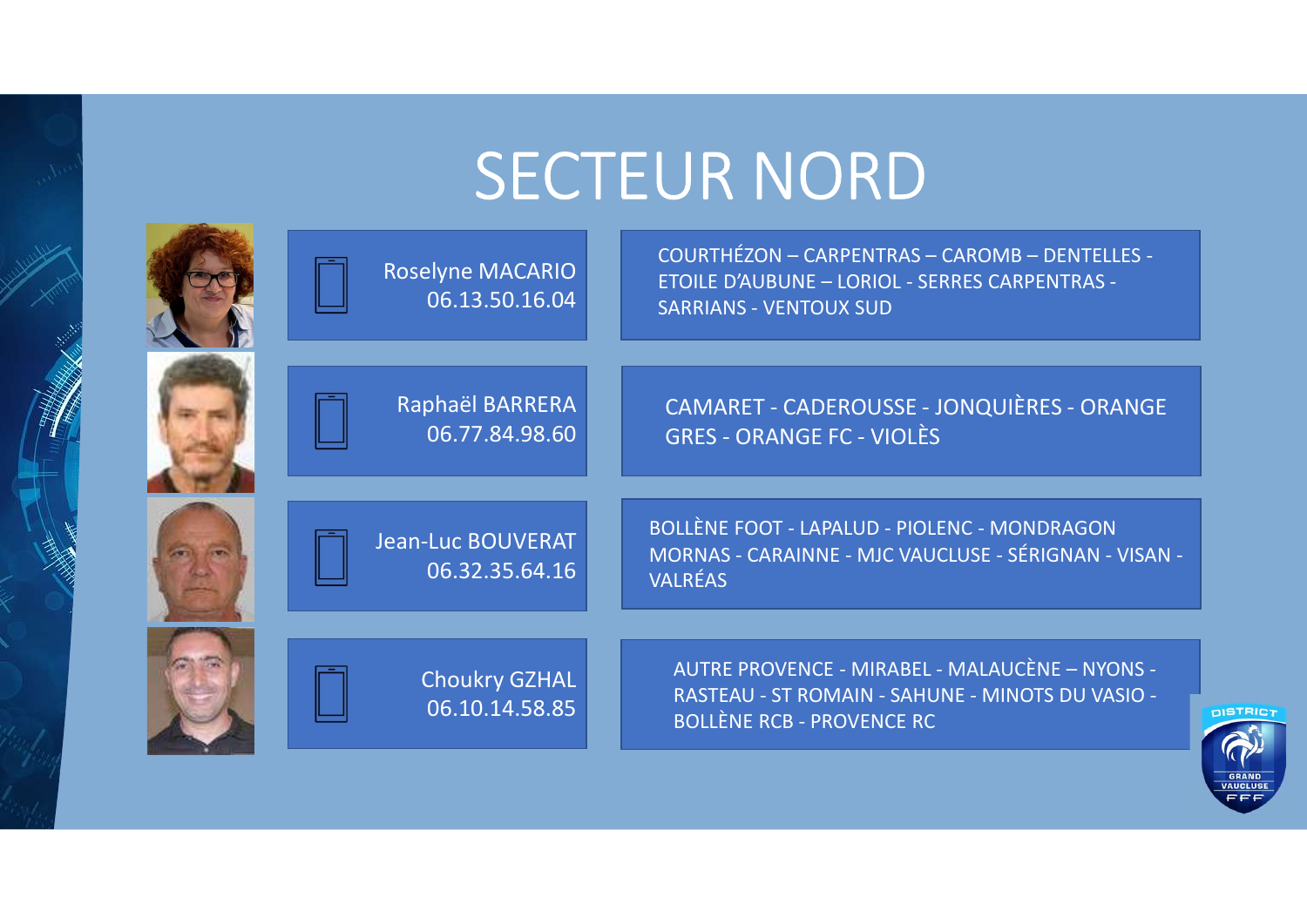# SECTEUR NORD

| | |
|---|---|
| Roselyne MACARIO<br>06.13.50.16.04 | COURTHÉZON – CARPENTRAS – CAROMB – DENTELLES - ETOILE D'AUBUNE – LORIOL - SERRES CARPENTRAS - SARRIANS - VENTOUX SUD |
| Raphaël BARRERA<br>06.77.84.98.60 | CAMARET - CADEROUSSE - JONQUIÈRES - ORANGE GRES - ORANGE FC - VIOLÈS |
| Jean-Luc BOUVERAT<br>06.32.35.64.16 | BOLLÈNE FOOT - LAPALUD - PIOLENC - MONDRAGON MORNAS - CARAINNE - MJC VAUCLUSE - SÉRIGNAN - VISAN - VALRÉAS |
| Choukry GZHAL<br>06.10.14.58.85 | AUTRE PROVENCE - MIRABEL - MALAUCÈNE – NYONS - RASTEAU - ST ROMAIN - SAHUNE - MINOTS DU VASIO - BOLLÈNE RCB - PROVENCE RC |